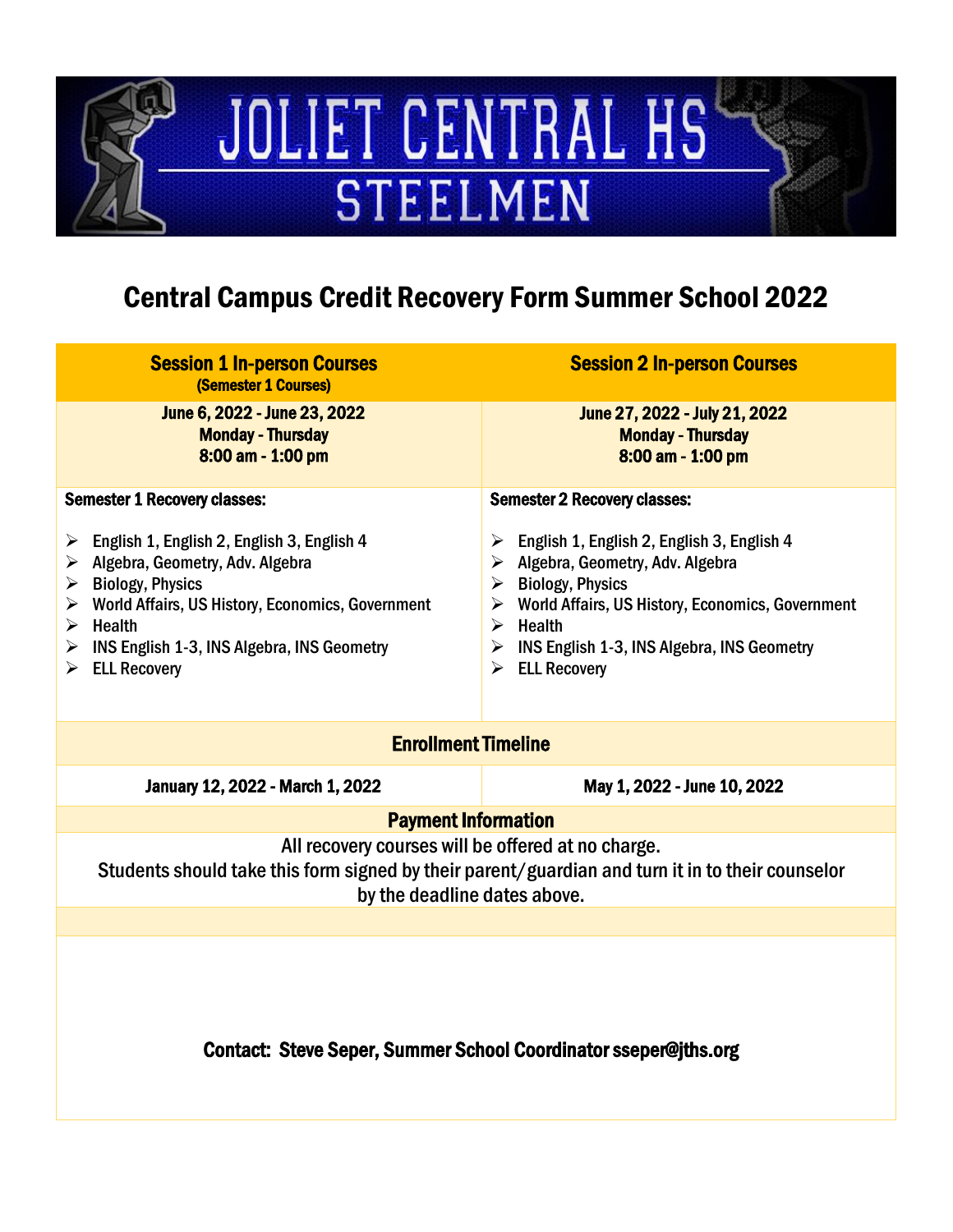# JOLIET CENTRAL HS
## STEELMEN

# Central Campus Credit Recovery Form Summer School 2022

| Session 1 In-person Courses (Semester 1 Courses) | Session 2 In-person Courses |
|---|---|
| June 6, 2022 - June 23, 2022<br>Monday - Thursday<br>8:00 am - 1:00 pm | June 27, 2022 - July 21, 2022<br>Monday - Thursday<br>8:00 am - 1:00 pm |
| **Semester 1 Recovery classes:**<br>➢ English 1, English 2, English 3, English 4<br>➢ Algebra, Geometry, Adv. Algebra<br>➢ Biology, Physics<br>➢ World Affairs, US History, Economics, Government<br>➢ Health<br>➢ INS English 1-3, INS Algebra, INS Geometry<br>➢ ELL Recovery | **Semester 2 Recovery classes:**<br>➢ English 1, English 2, English 3, English 4<br>➢ Algebra, Geometry, Adv. Algebra<br>➢ Biology, Physics<br>➢ World Affairs, US History, Economics, Government<br>➢ Health<br>➢ INS English 1-3, INS Algebra, INS Geometry<br>➢ ELL Recovery |
| **Enrollment Timeline** | |
| January 12, 2022 - March 1, 2022 | May 1, 2022 - June 10, 2022 |

**Payment Information**

All recovery courses will be offered at no charge.
Students should take this form signed by their parent/guardian and turn it in to their counselor by the deadline dates above.

**Contact: Steve Seper, Summer School Coordinator sseper@jths.org**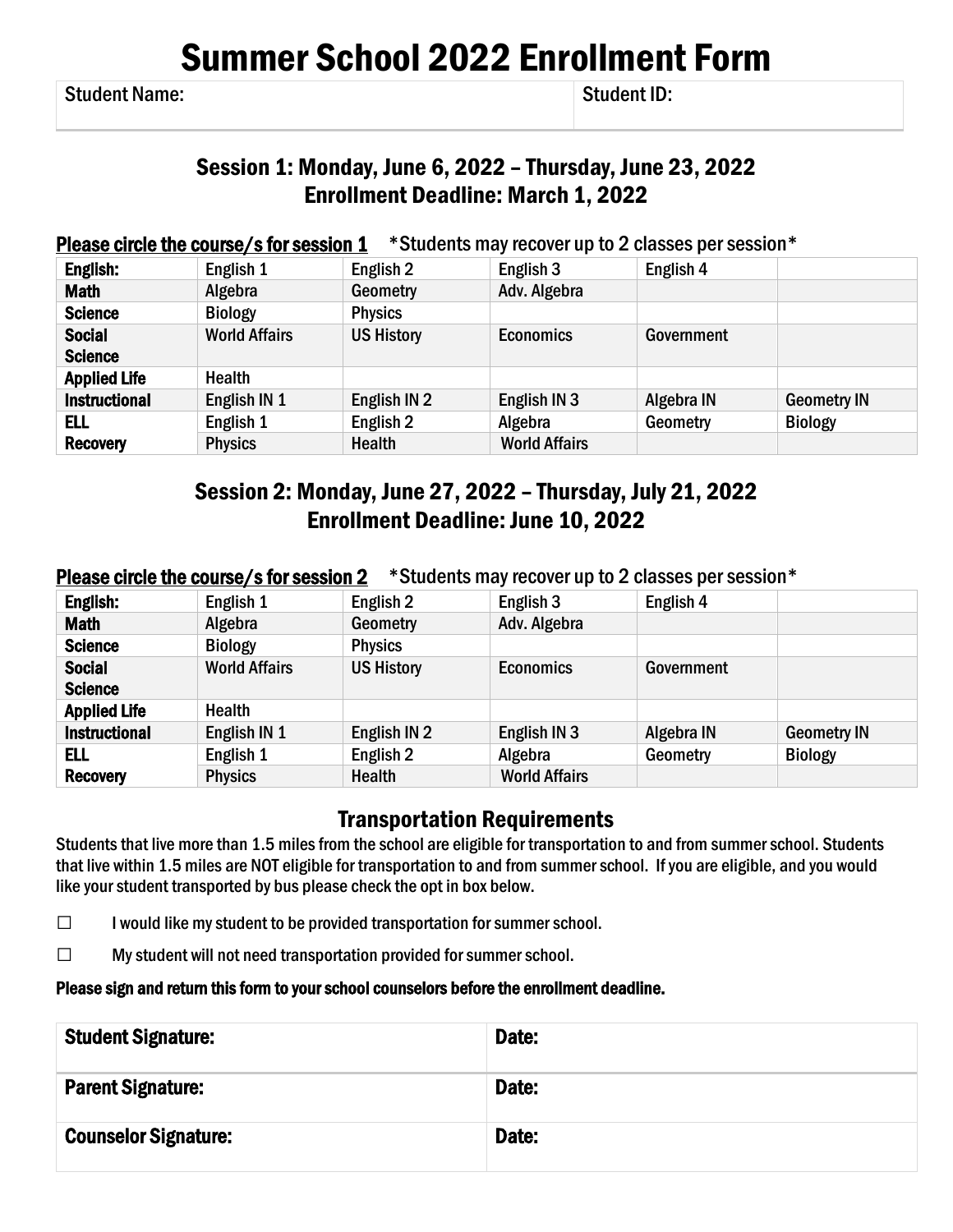# Summer School 2022 Enrollment Form

| Student Name: | Student ID: |
|---|---|

## Session 1: Monday, June 6, 2022 – Thursday, June 23, 2022
## Enrollment Deadline: March 1, 2022

**Please circle the course/s for session 1** *Students may recover up to 2 classes per session*

| | | | | | |
|---|---|---|---|---|---|
| **English:** | English 1 | English 2 | English 3 | English 4 | |
| **Math** | Algebra | Geometry | Adv. Algebra | | |
| **Science** | Biology | Physics | | | |
| **Social Science** | World Affairs | US History | Economics | Government | |
| **Applied Life** | Health | | | | |
| **Instructional** | English IN 1 | English IN 2 | English IN 3 | Algebra IN | Geometry IN |
| **ELL** | English 1 | English 2 | Algebra | Geometry | Biology |
| **Recovery** | Physics | Health | World Affairs | | |

## Session 2: Monday, June 27, 2022 – Thursday, July 21, 2022
## Enrollment Deadline: June 10, 2022

**Please circle the course/s for session 2** *Students may recover up to 2 classes per session*

| | | | | | |
|---|---|---|---|---|---|
| **English:** | English 1 | English 2 | English 3 | English 4 | |
| **Math** | Algebra | Geometry | Adv. Algebra | | |
| **Science** | Biology | Physics | | | |
| **Social Science** | World Affairs | US History | Economics | Government | |
| **Applied Life** | Health | | | | |
| **Instructional** | English IN 1 | English IN 2 | English IN 3 | Algebra IN | Geometry IN |
| **ELL** | English 1 | English 2 | Algebra | Geometry | Biology |
| **Recovery** | Physics | Health | World Affairs | | |

## Transportation Requirements

Students that live more than 1.5 miles from the school are eligible for transportation to and from summer school. Students that live within 1.5 miles are NOT eligible for transportation to and from summer school. If you are eligible, and you would like your student transported by bus please check the opt in box below.

☐ I would like my student to be provided transportation for summer school.

☐ My student will not need transportation provided for summer school.

**Please sign and return this form to your school counselors before the enrollment deadline.**

| | |
|---|---|
| **Student Signature:** | **Date:** |
| **Parent Signature:** | **Date:** |
| **Counselor Signature:** | **Date:** |